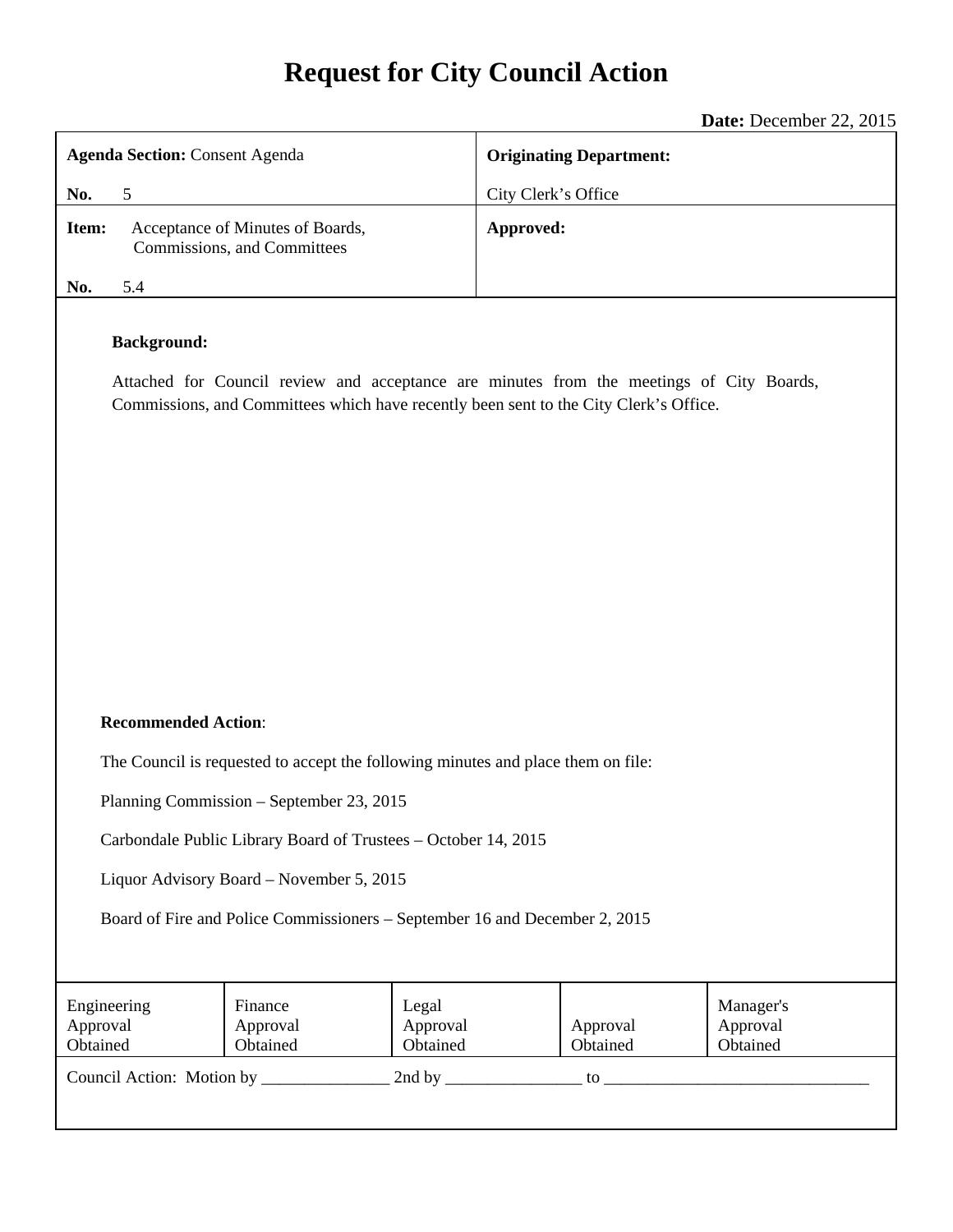# Request for City Council Action

**Date:** December 22, 2015

| **Agenda Section:** Consent Agenda<br><br>**No.** 5 | **Originating Department:**<br><br>City Clerk's Office |
|---|---|
| **Item:** Acceptance of Minutes of Boards, Commissions, and Committees<br><br>**No.** 5.4 | **Approved:** |

**Background:**

Attached for Council review and acceptance are minutes from the meetings of City Boards, Commissions, and Committees which have recently been sent to the City Clerk's Office.

**Recommended Action**:

The Council is requested to accept the following minutes and place them on file:

Planning Commission – September 23, 2015

Carbondale Public Library Board of Trustees – October 14, 2015

Liquor Advisory Board – November 5, 2015

Board of Fire and Police Commissioners – September 16 and December 2, 2015

| Engineering Approval Obtained | Finance Approval Obtained | Legal Approval Obtained | Approval Obtained | Manager's Approval Obtained |
|---|---|---|---|---|

Council Action: Motion by _______________ 2nd by ________________ to ________________________________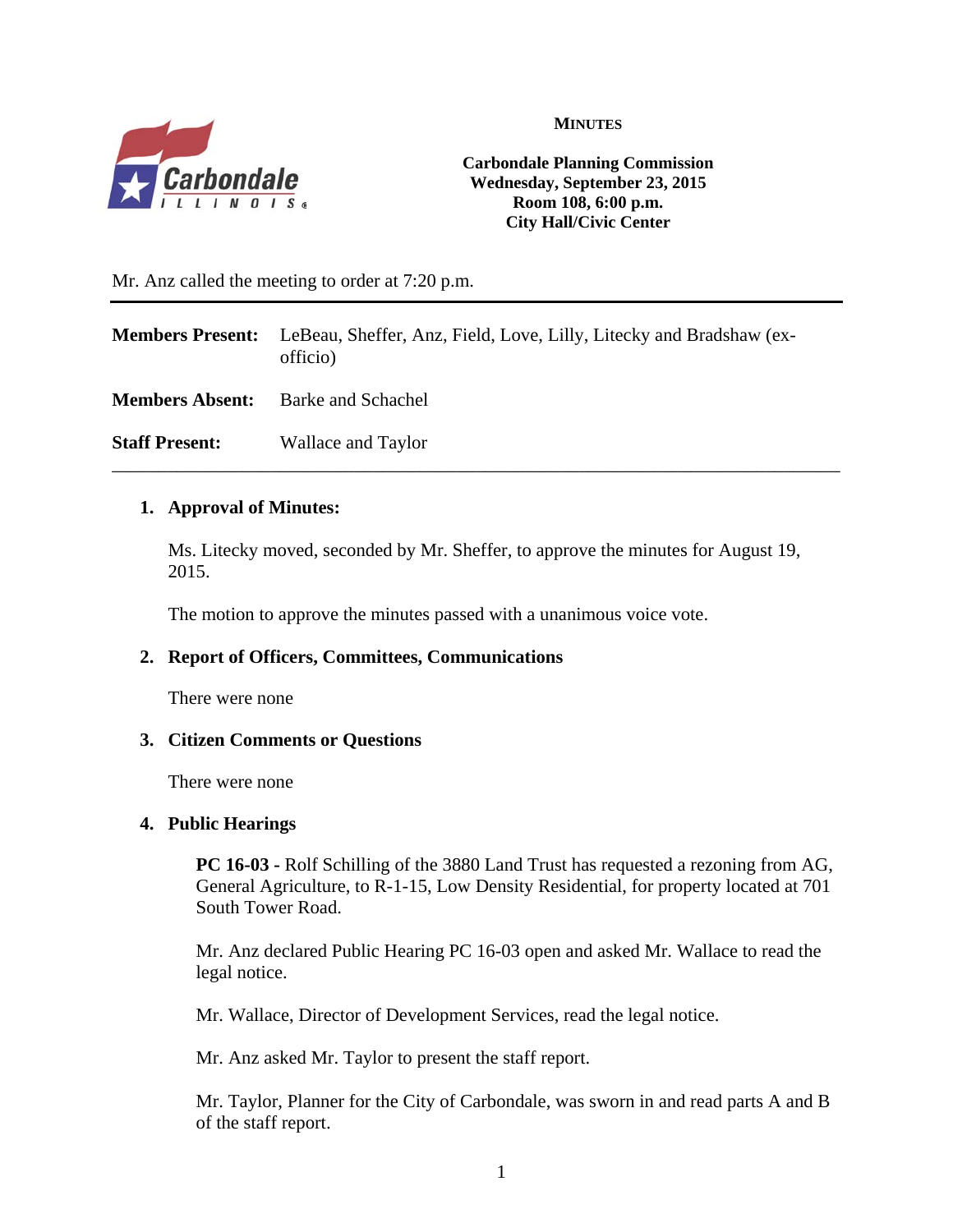**MINUTES**

**Carbondale Planning Commission**
**Wednesday, September 23, 2015**
**Room 108, 6:00 p.m.**
**City Hall/Civic Center**

Mr. Anz called the meeting to order at 7:20 p.m.

---

**Members Present:** LeBeau, Sheffer, Anz, Field, Love, Lilly, Litecky and Bradshaw (ex-officio)

**Members Absent:** Barke and Schachel

**Staff Present:** Wallace and Taylor

---

1. **Approval of Minutes:**

   Ms. Litecky moved, seconded by Mr. Sheffer, to approve the minutes for August 19, 2015.

   The motion to approve the minutes passed with a unanimous voice vote.

2. **Report of Officers, Committees, Communications**

   There were none

3. **Citizen Comments or Questions**

   There were none

4. **Public Hearings**

   **PC 16-03 -** Rolf Schilling of the 3880 Land Trust has requested a rezoning from AG, General Agriculture, to R-1-15, Low Density Residential, for property located at 701 South Tower Road.

   Mr. Anz declared Public Hearing PC 16-03 open and asked Mr. Wallace to read the legal notice.

   Mr. Wallace, Director of Development Services, read the legal notice.

   Mr. Anz asked Mr. Taylor to present the staff report.

   Mr. Taylor, Planner for the City of Carbondale, was sworn in and read parts A and B of the staff report.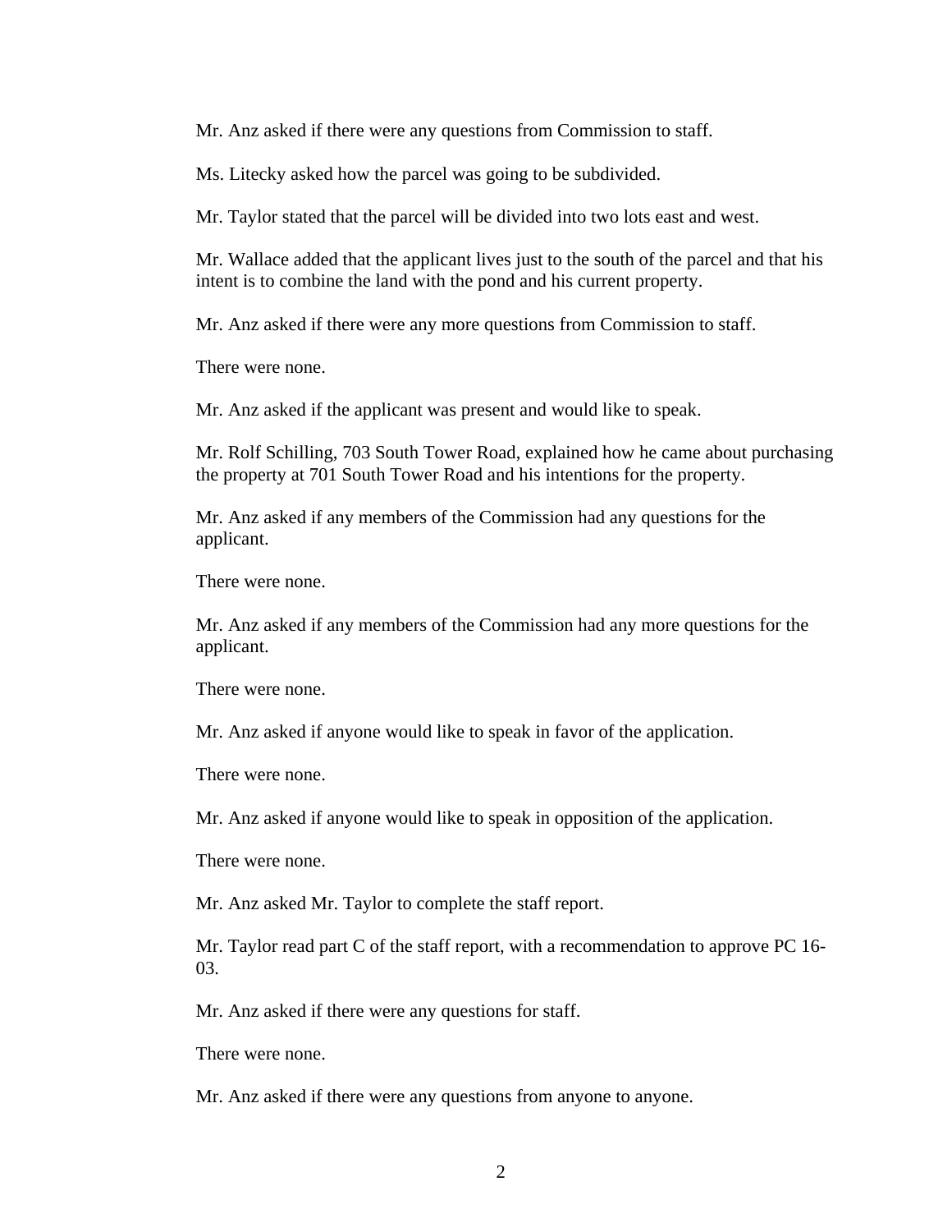Mr. Anz asked if there were any questions from Commission to staff.

Ms. Litecky asked how the parcel was going to be subdivided.

Mr. Taylor stated that the parcel will be divided into two lots east and west.

Mr. Wallace added that the applicant lives just to the south of the parcel and that his intent is to combine the land with the pond and his current property.

Mr. Anz asked if there were any more questions from Commission to staff.

There were none.

Mr. Anz asked if the applicant was present and would like to speak.

Mr. Rolf Schilling, 703 South Tower Road, explained how he came about purchasing the property at 701 South Tower Road and his intentions for the property.

Mr. Anz asked if any members of the Commission had any questions for the applicant.

There were none.

Mr. Anz asked if any members of the Commission had any more questions for the applicant.

There were none.

Mr. Anz asked if anyone would like to speak in favor of the application.

There were none.

Mr. Anz asked if anyone would like to speak in opposition of the application.

There were none.

Mr. Anz asked Mr. Taylor to complete the staff report.

Mr. Taylor read part C of the staff report, with a recommendation to approve PC 16-03.

Mr. Anz asked if there were any questions for staff.

There were none.

Mr. Anz asked if there were any questions from anyone to anyone.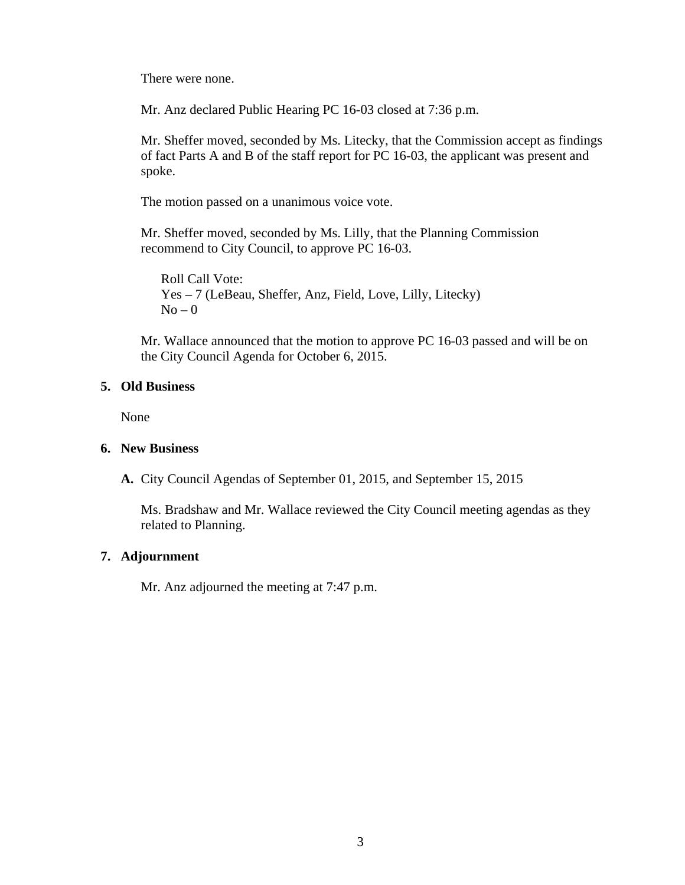There were none.

Mr. Anz declared Public Hearing PC 16-03 closed at 7:36 p.m.

Mr. Sheffer moved, seconded by Ms. Litecky, that the Commission accept as findings of fact Parts A and B of the staff report for PC 16-03, the applicant was present and spoke.

The motion passed on a unanimous voice vote.

Mr. Sheffer moved, seconded by Ms. Lilly, that the Planning Commission recommend to City Council, to approve PC 16-03.

Roll Call Vote:
Yes – 7 (LeBeau, Sheffer, Anz, Field, Love, Lilly, Litecky)
No – 0

Mr. Wallace announced that the motion to approve PC 16-03 passed and will be on the City Council Agenda for October 6, 2015.

**5. Old Business**

None

**6. New Business**

**A.** City Council Agendas of September 01, 2015, and September 15, 2015

Ms. Bradshaw and Mr. Wallace reviewed the City Council meeting agendas as they related to Planning.

**7. Adjournment**

Mr. Anz adjourned the meeting at 7:47 p.m.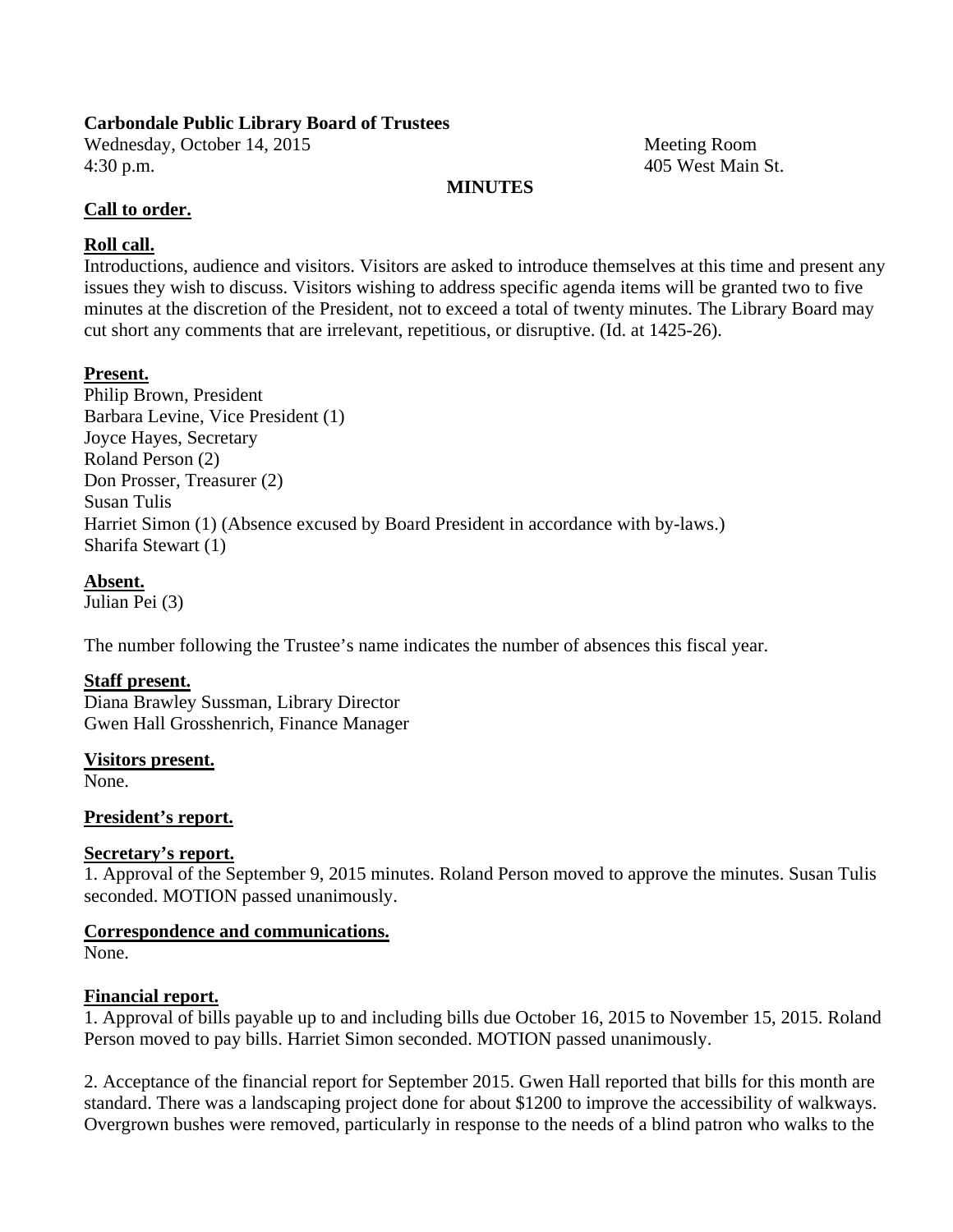**Carbondale Public Library Board of Trustees**

Wednesday, October 14, 2015 — Meeting Room
4:30 p.m. — 405 West Main St.

**MINUTES**

**Call to order.**

**Roll call.**

Introductions, audience and visitors. Visitors are asked to introduce themselves at this time and present any issues they wish to discuss. Visitors wishing to address specific agenda items will be granted two to five minutes at the discretion of the President, not to exceed a total of twenty minutes. The Library Board may cut short any comments that are irrelevant, repetitious, or disruptive. (Id. at 1425-26).

**Present.**

Philip Brown, President
Barbara Levine, Vice President (1)
Joyce Hayes, Secretary
Roland Person (2)
Don Prosser, Treasurer (2)
Susan Tulis
Harriet Simon (1) (Absence excused by Board President in accordance with by-laws.)
Sharifa Stewart (1)

**Absent.**

Julian Pei (3)

The number following the Trustee's name indicates the number of absences this fiscal year.

**Staff present.**

Diana Brawley Sussman, Library Director
Gwen Hall Grosshenrich, Finance Manager

**Visitors present.**

None.

**President's report.**

**Secretary's report.**

1. Approval of the September 9, 2015 minutes. Roland Person moved to approve the minutes. Susan Tulis seconded. MOTION passed unanimously.

**Correspondence and communications.**

None.

**Financial report.**

1. Approval of bills payable up to and including bills due October 16, 2015 to November 15, 2015. Roland Person moved to pay bills. Harriet Simon seconded. MOTION passed unanimously.

2. Acceptance of the financial report for September 2015. Gwen Hall reported that bills for this month are standard. There was a landscaping project done for about $1200 to improve the accessibility of walkways. Overgrown bushes were removed, particularly in response to the needs of a blind patron who walks to the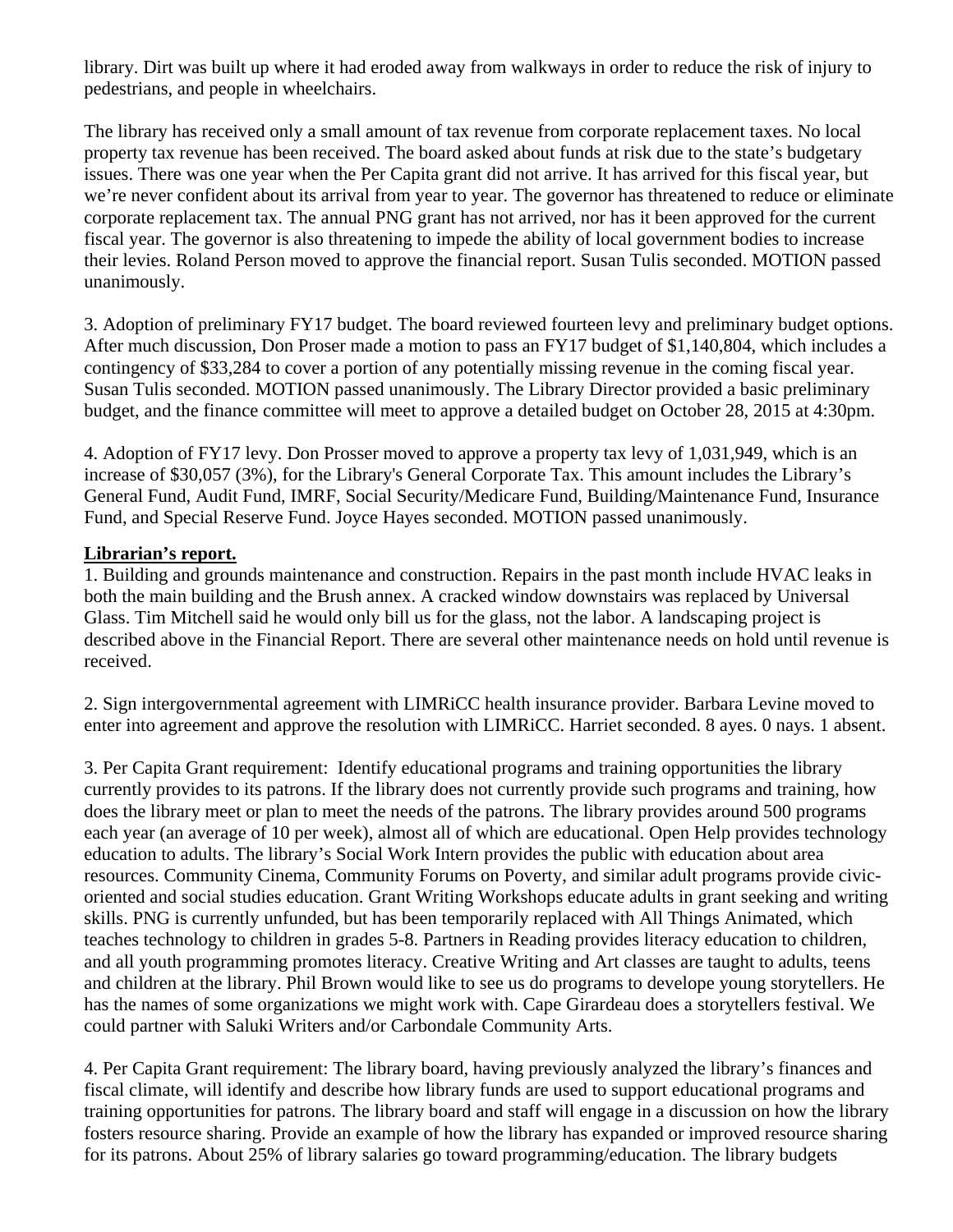library. Dirt was built up where it had eroded away from walkways in order to reduce the risk of injury to pedestrians, and people in wheelchairs.

The library has received only a small amount of tax revenue from corporate replacement taxes. No local property tax revenue has been received. The board asked about funds at risk due to the state's budgetary issues. There was one year when the Per Capita grant did not arrive. It has arrived for this fiscal year, but we're never confident about its arrival from year to year. The governor has threatened to reduce or eliminate corporate replacement tax. The annual PNG grant has not arrived, nor has it been approved for the current fiscal year. The governor is also threatening to impede the ability of local government bodies to increase their levies. Roland Person moved to approve the financial report. Susan Tulis seconded. MOTION passed unanimously.

3. Adoption of preliminary FY17 budget. The board reviewed fourteen levy and preliminary budget options. After much discussion, Don Proser made a motion to pass an FY17 budget of $1,140,804, which includes a contingency of $33,284 to cover a portion of any potentially missing revenue in the coming fiscal year. Susan Tulis seconded. MOTION passed unanimously. The Library Director provided a basic preliminary budget, and the finance committee will meet to approve a detailed budget on October 28, 2015 at 4:30pm.

4. Adoption of FY17 levy. Don Prosser moved to approve a property tax levy of 1,031,949, which is an increase of $30,057 (3%), for the Library's General Corporate Tax. This amount includes the Library's General Fund, Audit Fund, IMRF, Social Security/Medicare Fund, Building/Maintenance Fund, Insurance Fund, and Special Reserve Fund. Joyce Hayes seconded. MOTION passed unanimously.

**Librarian's report.**

1. Building and grounds maintenance and construction. Repairs in the past month include HVAC leaks in both the main building and the Brush annex. A cracked window downstairs was replaced by Universal Glass. Tim Mitchell said he would only bill us for the glass, not the labor. A landscaping project is described above in the Financial Report. There are several other maintenance needs on hold until revenue is received.

2. Sign intergovernmental agreement with LIMRiCC health insurance provider. Barbara Levine moved to enter into agreement and approve the resolution with LIMRiCC. Harriet seconded. 8 ayes. 0 nays. 1 absent.

3. Per Capita Grant requirement: Identify educational programs and training opportunities the library currently provides to its patrons. If the library does not currently provide such programs and training, how does the library meet or plan to meet the needs of the patrons. The library provides around 500 programs each year (an average of 10 per week), almost all of which are educational. Open Help provides technology education to adults. The library's Social Work Intern provides the public with education about area resources. Community Cinema, Community Forums on Poverty, and similar adult programs provide civic-oriented and social studies education. Grant Writing Workshops educate adults in grant seeking and writing skills. PNG is currently unfunded, but has been temporarily replaced with All Things Animated, which teaches technology to children in grades 5-8. Partners in Reading provides literacy education to children, and all youth programming promotes literacy. Creative Writing and Art classes are taught to adults, teens and children at the library. Phil Brown would like to see us do programs to develope young storytellers. He has the names of some organizations we might work with. Cape Girardeau does a storytellers festival. We could partner with Saluki Writers and/or Carbondale Community Arts.

4. Per Capita Grant requirement: The library board, having previously analyzed the library's finances and fiscal climate, will identify and describe how library funds are used to support educational programs and training opportunities for patrons. The library board and staff will engage in a discussion on how the library fosters resource sharing. Provide an example of how the library has expanded or improved resource sharing for its patrons. About 25% of library salaries go toward programming/education. The library budgets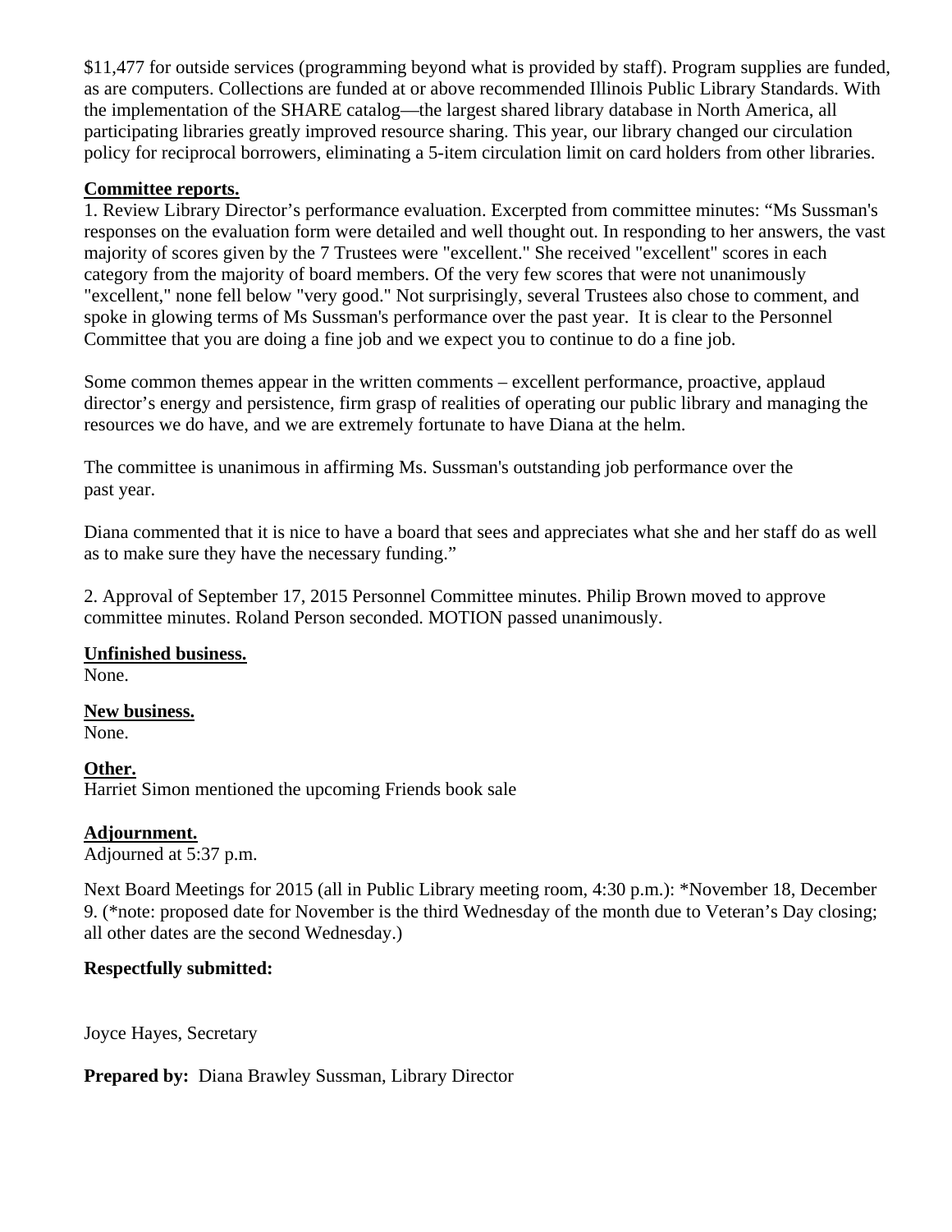$11,477 for outside services (programming beyond what is provided by staff). Program supplies are funded, as are computers. Collections are funded at or above recommended Illinois Public Library Standards. With the implementation of the SHARE catalog—the largest shared library database in North America, all participating libraries greatly improved resource sharing. This year, our library changed our circulation policy for reciprocal borrowers, eliminating a 5-item circulation limit on card holders from other libraries.

**Committee reports.**

1. Review Library Director's performance evaluation. Excerpted from committee minutes: "Ms Sussman's responses on the evaluation form were detailed and well thought out. In responding to her answers, the vast majority of scores given by the 7 Trustees were "excellent." She received "excellent" scores in each category from the majority of board members. Of the very few scores that were not unanimously "excellent," none fell below "very good." Not surprisingly, several Trustees also chose to comment, and spoke in glowing terms of Ms Sussman's performance over the past year. It is clear to the Personnel Committee that you are doing a fine job and we expect you to continue to do a fine job.

Some common themes appear in the written comments – excellent performance, proactive, applaud director's energy and persistence, firm grasp of realities of operating our public library and managing the resources we do have, and we are extremely fortunate to have Diana at the helm.

The committee is unanimous in affirming Ms. Sussman's outstanding job performance over the past year.

Diana commented that it is nice to have a board that sees and appreciates what she and her staff do as well as to make sure they have the necessary funding."

2. Approval of September 17, 2015 Personnel Committee minutes. Philip Brown moved to approve committee minutes. Roland Person seconded. MOTION passed unanimously.

**Unfinished business.**

None.

**New business.**

None.

**Other.**

Harriet Simon mentioned the upcoming Friends book sale

**Adjournment.**

Adjourned at 5:37 p.m.

Next Board Meetings for 2015 (all in Public Library meeting room, 4:30 p.m.): *November 18, December 9. (*note: proposed date for November is the third Wednesday of the month due to Veteran's Day closing; all other dates are the second Wednesday.)

**Respectfully submitted:**

Joyce Hayes, Secretary

**Prepared by:** Diana Brawley Sussman, Library Director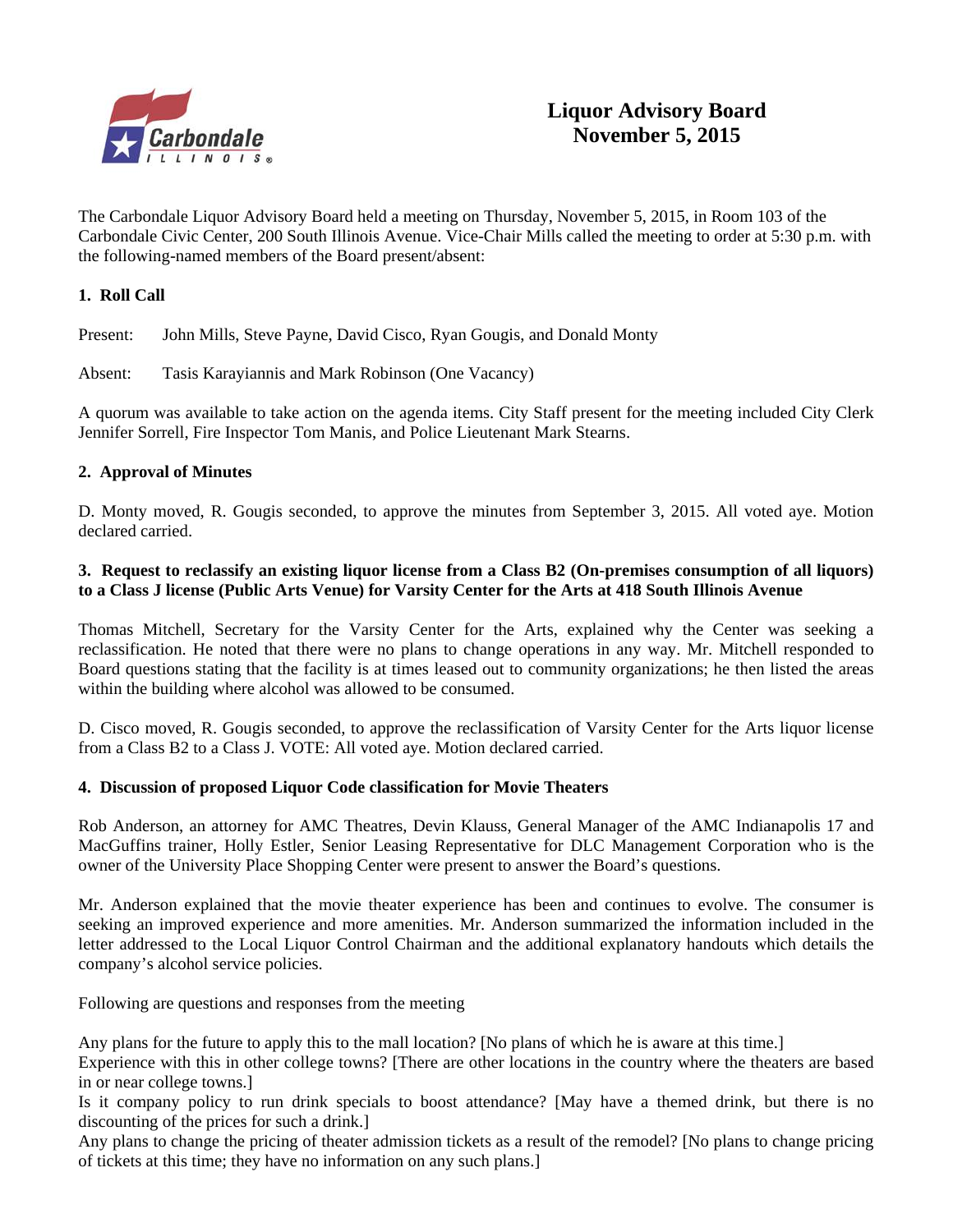# Liquor Advisory Board
## November 5, 2015

The Carbondale Liquor Advisory Board held a meeting on Thursday, November 5, 2015, in Room 103 of the Carbondale Civic Center, 200 South Illinois Avenue. Vice-Chair Mills called the meeting to order at 5:30 p.m. with the following-named members of the Board present/absent:

### 1. Roll Call

Present: John Mills, Steve Payne, David Cisco, Ryan Gougis, and Donald Monty

Absent: Tasis Karayiannis and Mark Robinson (One Vacancy)

A quorum was available to take action on the agenda items. City Staff present for the meeting included City Clerk Jennifer Sorrell, Fire Inspector Tom Manis, and Police Lieutenant Mark Stearns.

### 2. Approval of Minutes

D. Monty moved, R. Gougis seconded, to approve the minutes from September 3, 2015. All voted aye. Motion declared carried.

### 3. Request to reclassify an existing liquor license from a Class B2 (On-premises consumption of all liquors) to a Class J license (Public Arts Venue) for Varsity Center for the Arts at 418 South Illinois Avenue

Thomas Mitchell, Secretary for the Varsity Center for the Arts, explained why the Center was seeking a reclassification. He noted that there were no plans to change operations in any way. Mr. Mitchell responded to Board questions stating that the facility is at times leased out to community organizations; he then listed the areas within the building where alcohol was allowed to be consumed.

D. Cisco moved, R. Gougis seconded, to approve the reclassification of Varsity Center for the Arts liquor license from a Class B2 to a Class J. VOTE: All voted aye. Motion declared carried.

### 4. Discussion of proposed Liquor Code classification for Movie Theaters

Rob Anderson, an attorney for AMC Theatres, Devin Klauss, General Manager of the AMC Indianapolis 17 and MacGuffins trainer, Holly Estler, Senior Leasing Representative for DLC Management Corporation who is the owner of the University Place Shopping Center were present to answer the Board's questions.

Mr. Anderson explained that the movie theater experience has been and continues to evolve. The consumer is seeking an improved experience and more amenities. Mr. Anderson summarized the information included in the letter addressed to the Local Liquor Control Chairman and the additional explanatory handouts which details the company's alcohol service policies.

Following are questions and responses from the meeting

Any plans for the future to apply this to the mall location? [No plans of which he is aware at this time.]
Experience with this in other college towns? [There are other locations in the country where the theaters are based in or near college towns.]
Is it company policy to run drink specials to boost attendance? [May have a themed drink, but there is no discounting of the prices for such a drink.]
Any plans to change the pricing of theater admission tickets as a result of the remodel? [No plans to change pricing of tickets at this time; they have no information on any such plans.]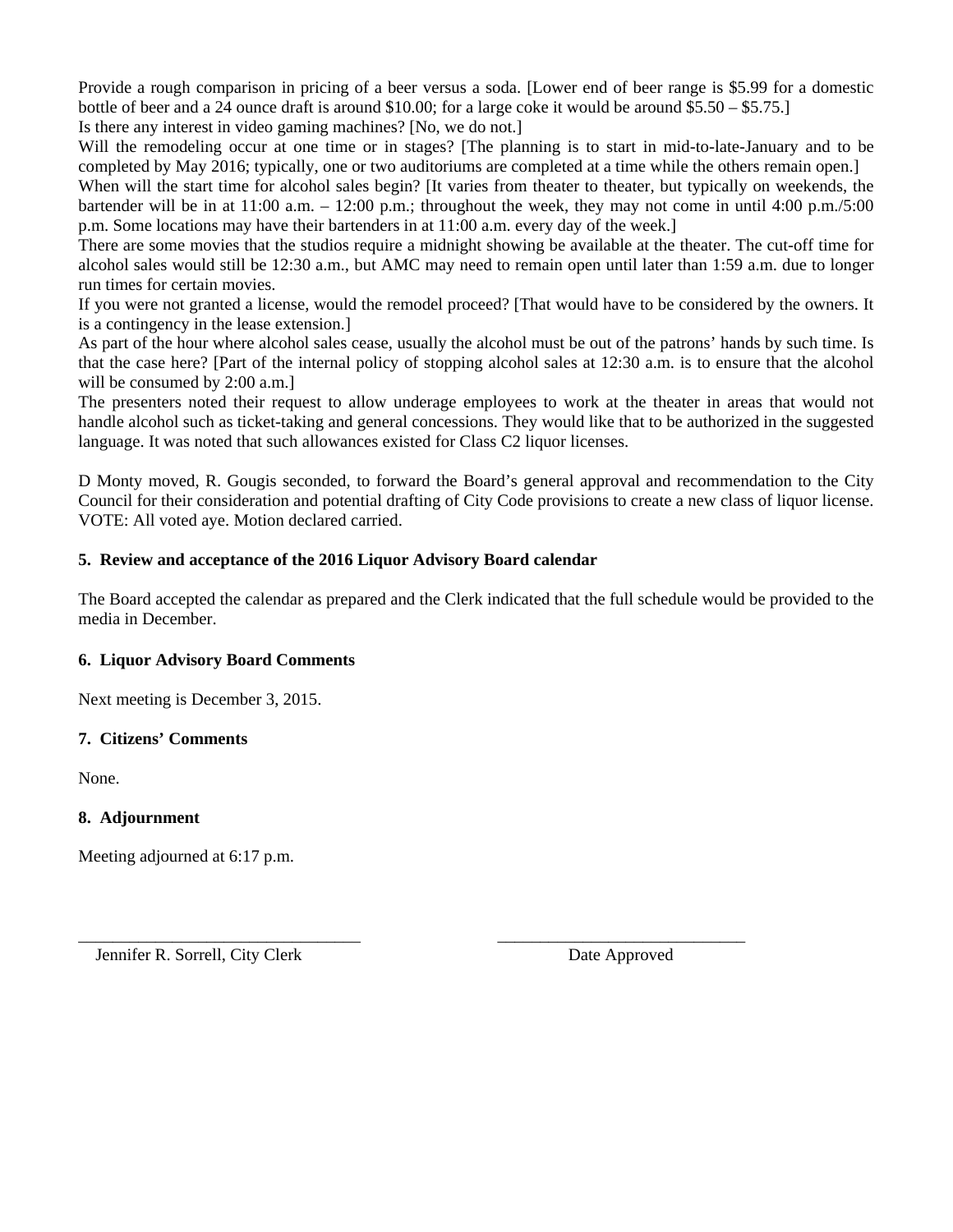Provide a rough comparison in pricing of a beer versus a soda. [Lower end of beer range is $5.99 for a domestic bottle of beer and a 24 ounce draft is around $10.00; for a large coke it would be around $5.50 – $5.75.]
Is there any interest in video gaming machines? [No, we do not.]
Will the remodeling occur at one time or in stages? [The planning is to start in mid-to-late-January and to be completed by May 2016; typically, one or two auditoriums are completed at a time while the others remain open.]
When will the start time for alcohol sales begin? [It varies from theater to theater, but typically on weekends, the bartender will be in at 11:00 a.m. – 12:00 p.m.; throughout the week, they may not come in until 4:00 p.m./5:00 p.m. Some locations may have their bartenders in at 11:00 a.m. every day of the week.]
There are some movies that the studios require a midnight showing be available at the theater. The cut-off time for alcohol sales would still be 12:30 a.m., but AMC may need to remain open until later than 1:59 a.m. due to longer run times for certain movies.
If you were not granted a license, would the remodel proceed? [That would have to be considered by the owners. It is a contingency in the lease extension.]
As part of the hour where alcohol sales cease, usually the alcohol must be out of the patrons' hands by such time. Is that the case here? [Part of the internal policy of stopping alcohol sales at 12:30 a.m. is to ensure that the alcohol will be consumed by 2:00 a.m.]
The presenters noted their request to allow underage employees to work at the theater in areas that would not handle alcohol such as ticket-taking and general concessions. They would like that to be authorized in the suggested language. It was noted that such allowances existed for Class C2 liquor licenses.

D Monty moved, R. Gougis seconded, to forward the Board's general approval and recommendation to the City Council for their consideration and potential drafting of City Code provisions to create a new class of liquor license. VOTE: All voted aye. Motion declared carried.

**5. Review and acceptance of the 2016 Liquor Advisory Board calendar**

The Board accepted the calendar as prepared and the Clerk indicated that the full schedule would be provided to the media in December.

**6. Liquor Advisory Board Comments**

Next meeting is December 3, 2015.

**7. Citizens' Comments**

None.

**8. Adjournment**

Meeting adjourned at 6:17 p.m.

_________________________________ _____________________________

Jennifer R. Sorrell, City Clerk Date Approved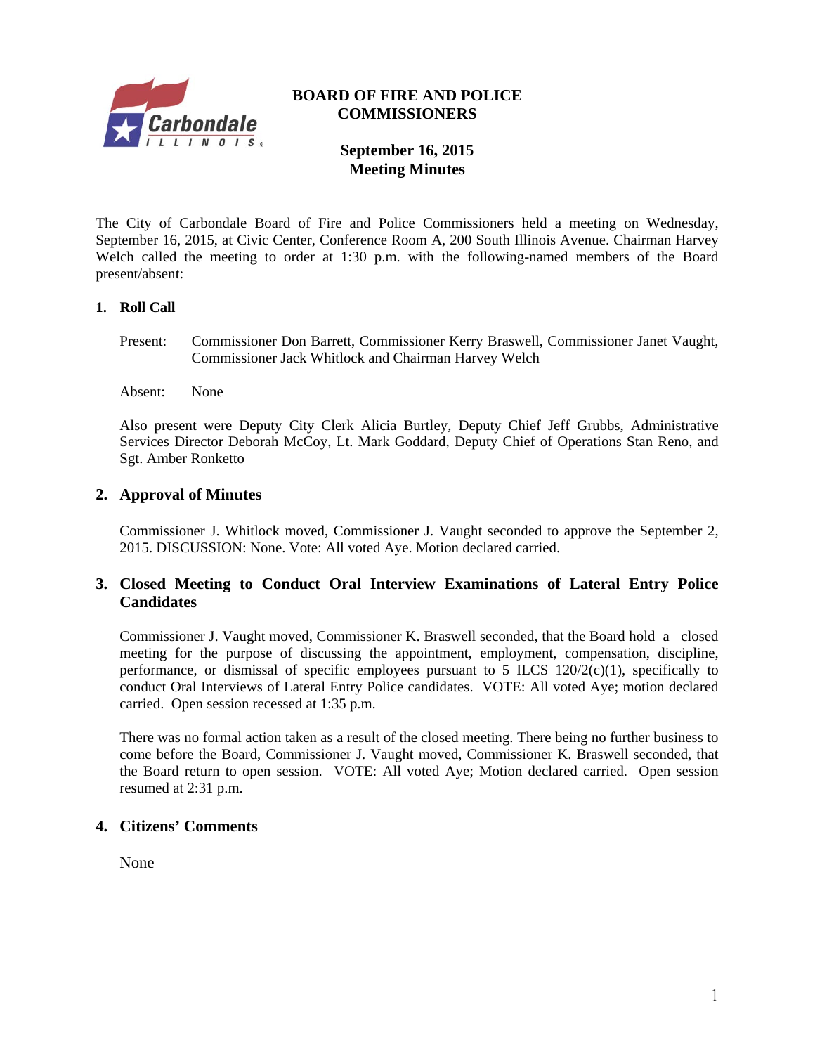# BOARD OF FIRE AND POLICE COMMISSIONERS

## September 16, 2015
## Meeting Minutes

The City of Carbondale Board of Fire and Police Commissioners held a meeting on Wednesday, September 16, 2015, at Civic Center, Conference Room A, 200 South Illinois Avenue. Chairman Harvey Welch called the meeting to order at 1:30 p.m. with the following-named members of the Board present/absent:

### 1. Roll Call

Present: Commissioner Don Barrett, Commissioner Kerry Braswell, Commissioner Janet Vaught, Commissioner Jack Whitlock and Chairman Harvey Welch

Absent: None

Also present were Deputy City Clerk Alicia Burtley, Deputy Chief Jeff Grubbs, Administrative Services Director Deborah McCoy, Lt. Mark Goddard, Deputy Chief of Operations Stan Reno, and Sgt. Amber Ronketto

### 2. Approval of Minutes

Commissioner J. Whitlock moved, Commissioner J. Vaught seconded to approve the September 2, 2015. DISCUSSION: None. Vote: All voted Aye. Motion declared carried.

### 3. Closed Meeting to Conduct Oral Interview Examinations of Lateral Entry Police Candidates

Commissioner J. Vaught moved, Commissioner K. Braswell seconded, that the Board hold a closed meeting for the purpose of discussing the appointment, employment, compensation, discipline, performance, or dismissal of specific employees pursuant to 5 ILCS 120/2(c)(1), specifically to conduct Oral Interviews of Lateral Entry Police candidates. VOTE: All voted Aye; motion declared carried. Open session recessed at 1:35 p.m.

There was no formal action taken as a result of the closed meeting. There being no further business to come before the Board, Commissioner J. Vaught moved, Commissioner K. Braswell seconded, that the Board return to open session. VOTE: All voted Aye; Motion declared carried. Open session resumed at 2:31 p.m.

### 4. Citizens' Comments

None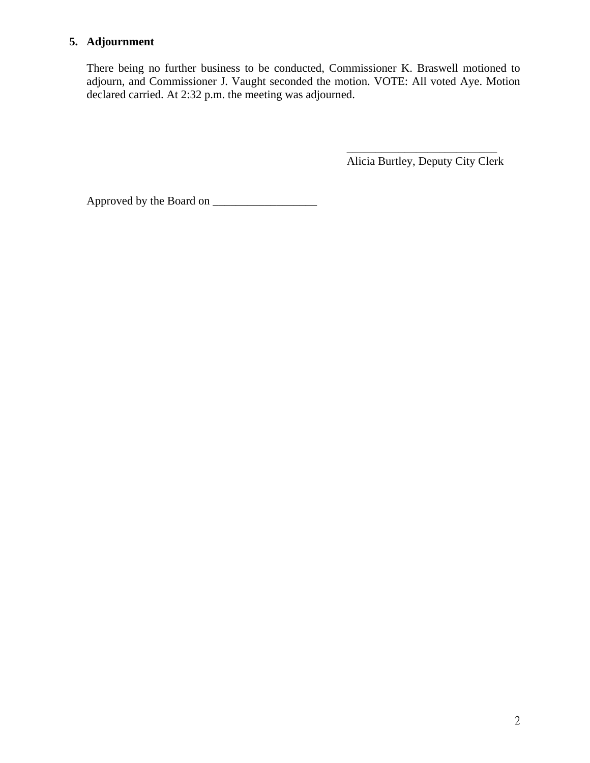## 5. Adjournment

There being no further business to be conducted, Commissioner K. Braswell motioned to adjourn, and Commissioner J. Vaught seconded the motion. VOTE: All voted Aye. Motion declared carried. At 2:32 p.m. the meeting was adjourned.

\_\_\_\_\_\_\_\_\_\_\_\_\_\_\_\_\_\_\_\_\_\_\_\_\_\_\_
Alicia Burtley, Deputy City Clerk

Approved by the Board on \_\_\_\_\_\_\_\_\_\_\_\_\_\_\_\_\_\_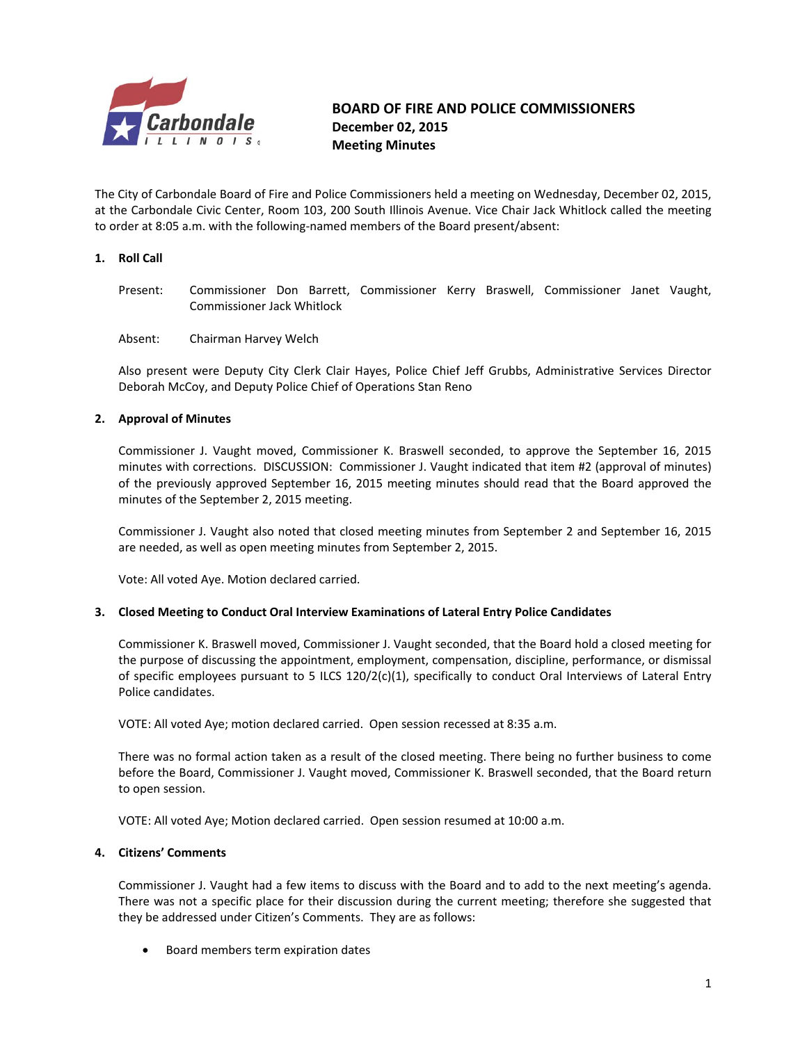# BOARD OF FIRE AND POLICE COMMISSIONERS

**December 02, 2015**
**Meeting Minutes**

The City of Carbondale Board of Fire and Police Commissioners held a meeting on Wednesday, December 02, 2015, at the Carbondale Civic Center, Room 103, 200 South Illinois Avenue. Vice Chair Jack Whitlock called the meeting to order at 8:05 a.m. with the following-named members of the Board present/absent:

## 1. Roll Call

Present: Commissioner Don Barrett, Commissioner Kerry Braswell, Commissioner Janet Vaught, Commissioner Jack Whitlock

Absent: Chairman Harvey Welch

Also present were Deputy City Clerk Clair Hayes, Police Chief Jeff Grubbs, Administrative Services Director Deborah McCoy, and Deputy Police Chief of Operations Stan Reno

## 2. Approval of Minutes

Commissioner J. Vaught moved, Commissioner K. Braswell seconded, to approve the September 16, 2015 minutes with corrections. DISCUSSION: Commissioner J. Vaught indicated that item #2 (approval of minutes) of the previously approved September 16, 2015 meeting minutes should read that the Board approved the minutes of the September 2, 2015 meeting.

Commissioner J. Vaught also noted that closed meeting minutes from September 2 and September 16, 2015 are needed, as well as open meeting minutes from September 2, 2015.

Vote: All voted Aye. Motion declared carried.

## 3. Closed Meeting to Conduct Oral Interview Examinations of Lateral Entry Police Candidates

Commissioner K. Braswell moved, Commissioner J. Vaught seconded, that the Board hold a closed meeting for the purpose of discussing the appointment, employment, compensation, discipline, performance, or dismissal of specific employees pursuant to 5 ILCS 120/2(c)(1), specifically to conduct Oral Interviews of Lateral Entry Police candidates.

VOTE: All voted Aye; motion declared carried. Open session recessed at 8:35 a.m.

There was no formal action taken as a result of the closed meeting. There being no further business to come before the Board, Commissioner J. Vaught moved, Commissioner K. Braswell seconded, that the Board return to open session.

VOTE: All voted Aye; Motion declared carried. Open session resumed at 10:00 a.m.

## 4. Citizens' Comments

Commissioner J. Vaught had a few items to discuss with the Board and to add to the next meeting's agenda. There was not a specific place for their discussion during the current meeting; therefore she suggested that they be addressed under Citizen's Comments. They are as follows:

- Board members term expiration dates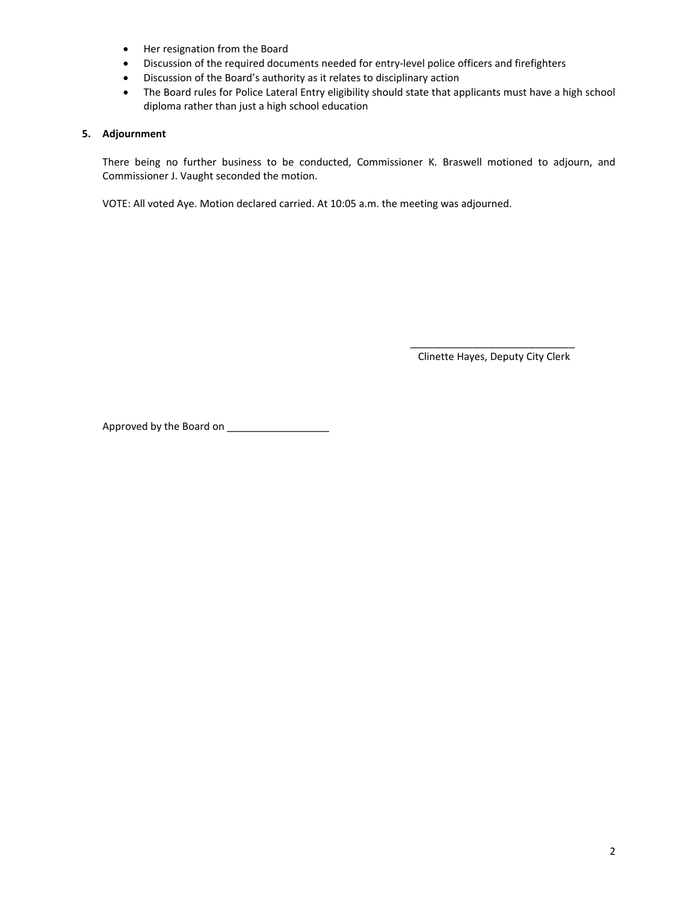- Her resignation from the Board
- Discussion of the required documents needed for entry-level police officers and firefighters
- Discussion of the Board's authority as it relates to disciplinary action
- The Board rules for Police Lateral Entry eligibility should state that applicants must have a high school diploma rather than just a high school education

**5. Adjournment**

There being no further business to be conducted, Commissioner K. Braswell motioned to adjourn, and Commissioner J. Vaught seconded the motion.

VOTE: All voted Aye. Motion declared carried. At 10:05 a.m. the meeting was adjourned.

_____________________________
Clinette Hayes, Deputy City Clerk

Approved by the Board on __________________